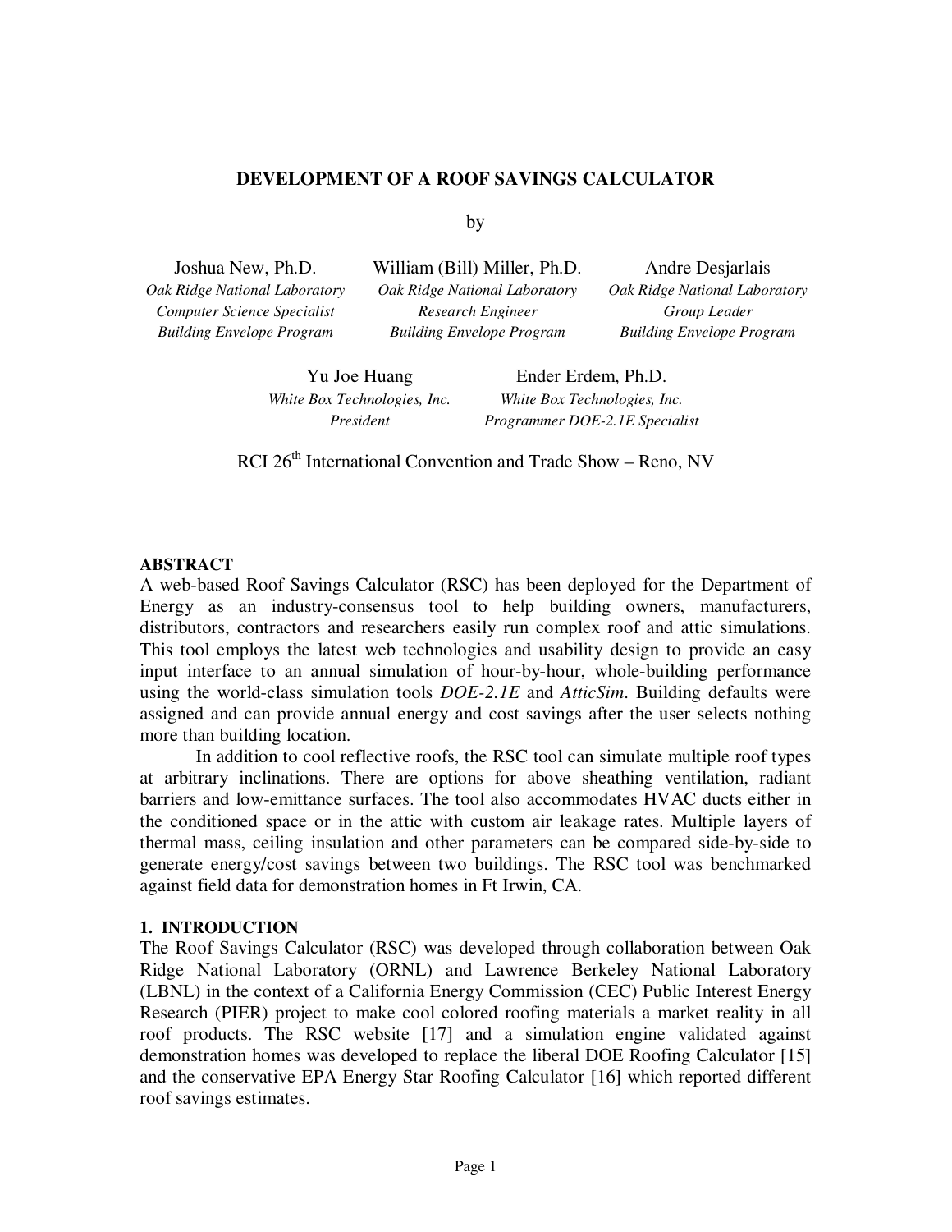# DEVELOPMENT OF A ROOF SAVINGS CALCULATOR

by

Joshua New, Ph.D.
*Oak Ridge National Laboratory*
*Computer Science Specialist*
*Building Envelope Program*

William (Bill) Miller, Ph.D.
*Oak Ridge National Laboratory*
*Research Engineer*
*Building Envelope Program*

Andre Desjarlais
*Oak Ridge National Laboratory*
*Group Leader*
*Building Envelope Program*

Yu Joe Huang
*White Box Technologies, Inc.*
*President*

Ender Erdem, Ph.D.
*White Box Technologies, Inc.*
*Programmer DOE-2.1E Specialist*

RCI 26th International Convention and Trade Show – Reno, NV

## ABSTRACT

A web-based Roof Savings Calculator (RSC) has been deployed for the Department of Energy as an industry-consensus tool to help building owners, manufacturers, distributors, contractors and researchers easily run complex roof and attic simulations. This tool employs the latest web technologies and usability design to provide an easy input interface to an annual simulation of hour-by-hour, whole-building performance using the world-class simulation tools *DOE-2.1E* and *AtticSim*. Building defaults were assigned and can provide annual energy and cost savings after the user selects nothing more than building location.

In addition to cool reflective roofs, the RSC tool can simulate multiple roof types at arbitrary inclinations. There are options for above sheathing ventilation, radiant barriers and low-emittance surfaces. The tool also accommodates HVAC ducts either in the conditioned space or in the attic with custom air leakage rates. Multiple layers of thermal mass, ceiling insulation and other parameters can be compared side-by-side to generate energy/cost savings between two buildings. The RSC tool was benchmarked against field data for demonstration homes in Ft Irwin, CA.

## 1. INTRODUCTION

The Roof Savings Calculator (RSC) was developed through collaboration between Oak Ridge National Laboratory (ORNL) and Lawrence Berkeley National Laboratory (LBNL) in the context of a California Energy Commission (CEC) Public Interest Energy Research (PIER) project to make cool colored roofing materials a market reality in all roof products. The RSC website [17] and a simulation engine validated against demonstration homes was developed to replace the liberal DOE Roofing Calculator [15] and the conservative EPA Energy Star Roofing Calculator [16] which reported different roof savings estimates.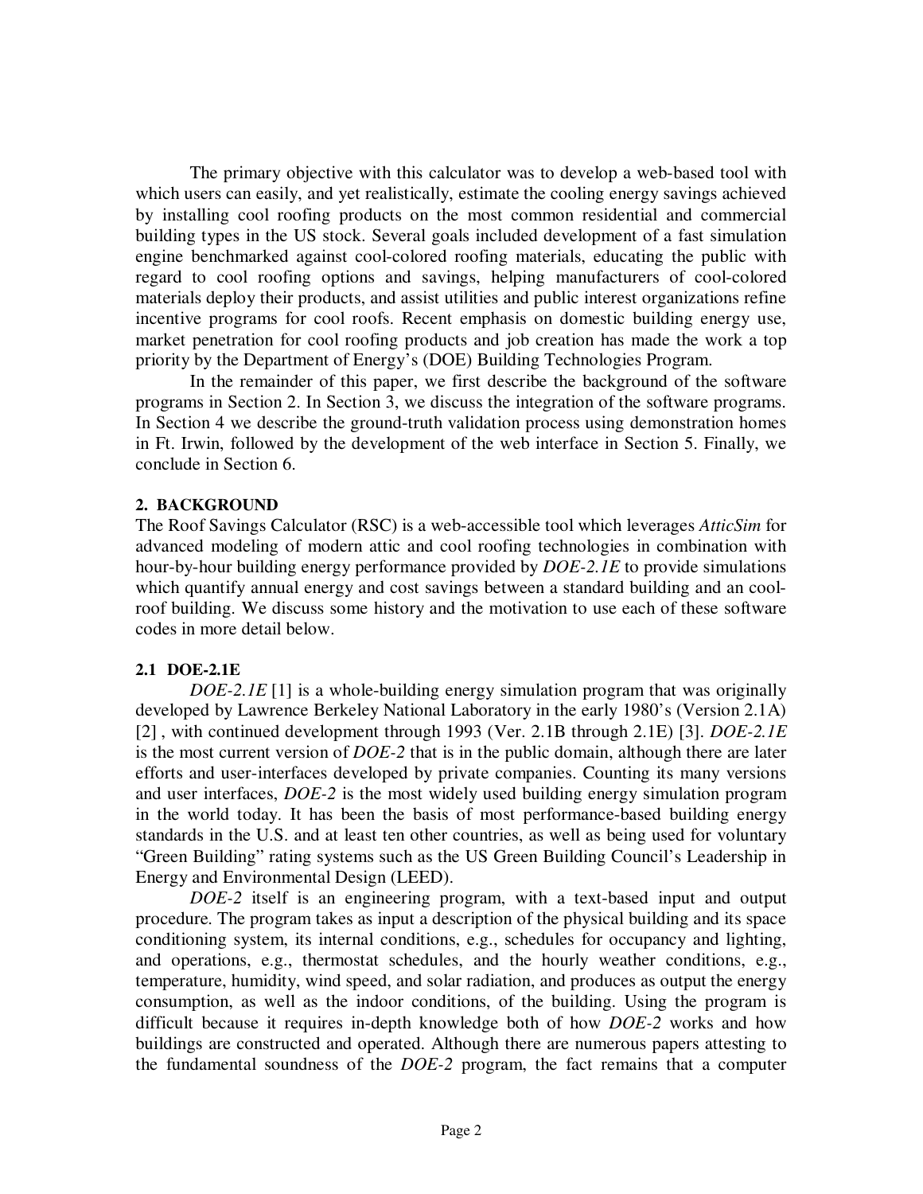The primary objective with this calculator was to develop a web-based tool with which users can easily, and yet realistically, estimate the cooling energy savings achieved by installing cool roofing products on the most common residential and commercial building types in the US stock. Several goals included development of a fast simulation engine benchmarked against cool-colored roofing materials, educating the public with regard to cool roofing options and savings, helping manufacturers of cool-colored materials deploy their products, and assist utilities and public interest organizations refine incentive programs for cool roofs. Recent emphasis on domestic building energy use, market penetration for cool roofing products and job creation has made the work a top priority by the Department of Energy's (DOE) Building Technologies Program.

In the remainder of this paper, we first describe the background of the software programs in Section 2. In Section 3, we discuss the integration of the software programs. In Section 4 we describe the ground-truth validation process using demonstration homes in Ft. Irwin, followed by the development of the web interface in Section 5. Finally, we conclude in Section 6.

## 2. BACKGROUND

The Roof Savings Calculator (RSC) is a web-accessible tool which leverages *AtticSim* for advanced modeling of modern attic and cool roofing technologies in combination with hour-by-hour building energy performance provided by *DOE-2.1E* to provide simulations which quantify annual energy and cost savings between a standard building and an cool-roof building. We discuss some history and the motivation to use each of these software codes in more detail below.

### 2.1 DOE-2.1E

*DOE-2.1E* [1] is a whole-building energy simulation program that was originally developed by Lawrence Berkeley National Laboratory in the early 1980's (Version 2.1A) [2] , with continued development through 1993 (Ver. 2.1B through 2.1E) [3]. *DOE-2.1E* is the most current version of *DOE-2* that is in the public domain, although there are later efforts and user-interfaces developed by private companies. Counting its many versions and user interfaces, *DOE-2* is the most widely used building energy simulation program in the world today. It has been the basis of most performance-based building energy standards in the U.S. and at least ten other countries, as well as being used for voluntary "Green Building" rating systems such as the US Green Building Council's Leadership in Energy and Environmental Design (LEED).

*DOE-2* itself is an engineering program, with a text-based input and output procedure. The program takes as input a description of the physical building and its space conditioning system, its internal conditions, e.g., schedules for occupancy and lighting, and operations, e.g., thermostat schedules, and the hourly weather conditions, e.g., temperature, humidity, wind speed, and solar radiation, and produces as output the energy consumption, as well as the indoor conditions, of the building. Using the program is difficult because it requires in-depth knowledge both of how *DOE-2* works and how buildings are constructed and operated. Although there are numerous papers attesting to the fundamental soundness of the *DOE-2* program, the fact remains that a computer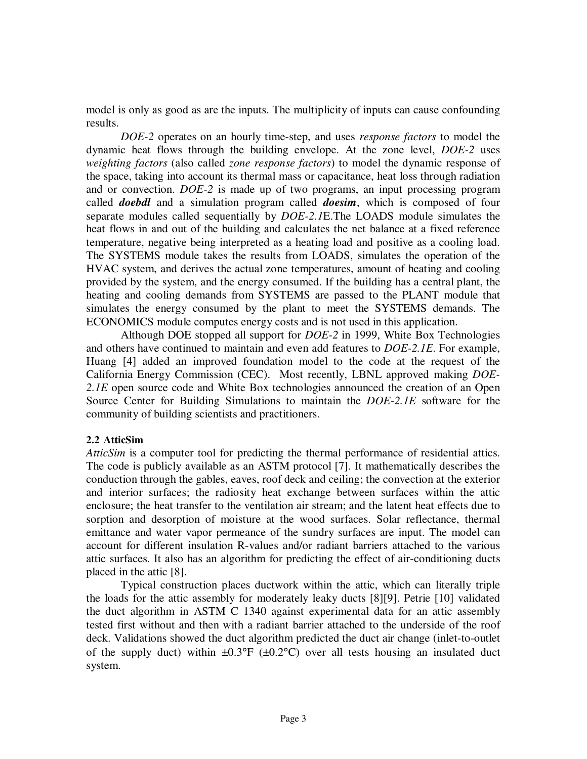model is only as good as are the inputs. The multiplicity of inputs can cause confounding results.

*DOE-2* operates on an hourly time-step, and uses *response factors* to model the dynamic heat flows through the building envelope. At the zone level, *DOE-2* uses *weighting factors* (also called *zone response factors*) to model the dynamic response of the space, taking into account its thermal mass or capacitance, heat loss through radiation and or convection. *DOE-2* is made up of two programs, an input processing program called ***doebdl*** and a simulation program called ***doesim***, which is composed of four separate modules called sequentially by *DOE-2.1*E.The LOADS module simulates the heat flows in and out of the building and calculates the net balance at a fixed reference temperature, negative being interpreted as a heating load and positive as a cooling load. The SYSTEMS module takes the results from LOADS, simulates the operation of the HVAC system, and derives the actual zone temperatures, amount of heating and cooling provided by the system, and the energy consumed. If the building has a central plant, the heating and cooling demands from SYSTEMS are passed to the PLANT module that simulates the energy consumed by the plant to meet the SYSTEMS demands. The ECONOMICS module computes energy costs and is not used in this application.

Although DOE stopped all support for *DOE-2* in 1999, White Box Technologies and others have continued to maintain and even add features to *DOE-2.1E*. For example, Huang [4] added an improved foundation model to the code at the request of the California Energy Commission (CEC). Most recently, LBNL approved making *DOE-2.1E* open source code and White Box technologies announced the creation of an Open Source Center for Building Simulations to maintain the *DOE-2.1E* software for the community of building scientists and practitioners.

### 2.2 AtticSim

*AtticSim* is a computer tool for predicting the thermal performance of residential attics. The code is publicly available as an ASTM protocol [7]. It mathematically describes the conduction through the gables, eaves, roof deck and ceiling; the convection at the exterior and interior surfaces; the radiosity heat exchange between surfaces within the attic enclosure; the heat transfer to the ventilation air stream; and the latent heat effects due to sorption and desorption of moisture at the wood surfaces. Solar reflectance, thermal emittance and water vapor permeance of the sundry surfaces are input. The model can account for different insulation R-values and/or radiant barriers attached to the various attic surfaces. It also has an algorithm for predicting the effect of air-conditioning ducts placed in the attic [8].

Typical construction places ductwork within the attic, which can literally triple the loads for the attic assembly for moderately leaky ducts [8][9]. Petrie [10] validated the duct algorithm in ASTM C 1340 against experimental data for an attic assembly tested first without and then with a radiant barrier attached to the underside of the roof deck. Validations showed the duct algorithm predicted the duct air change (inlet-to-outlet of the supply duct) within ±0.3°F (±0.2°C) over all tests housing an insulated duct system.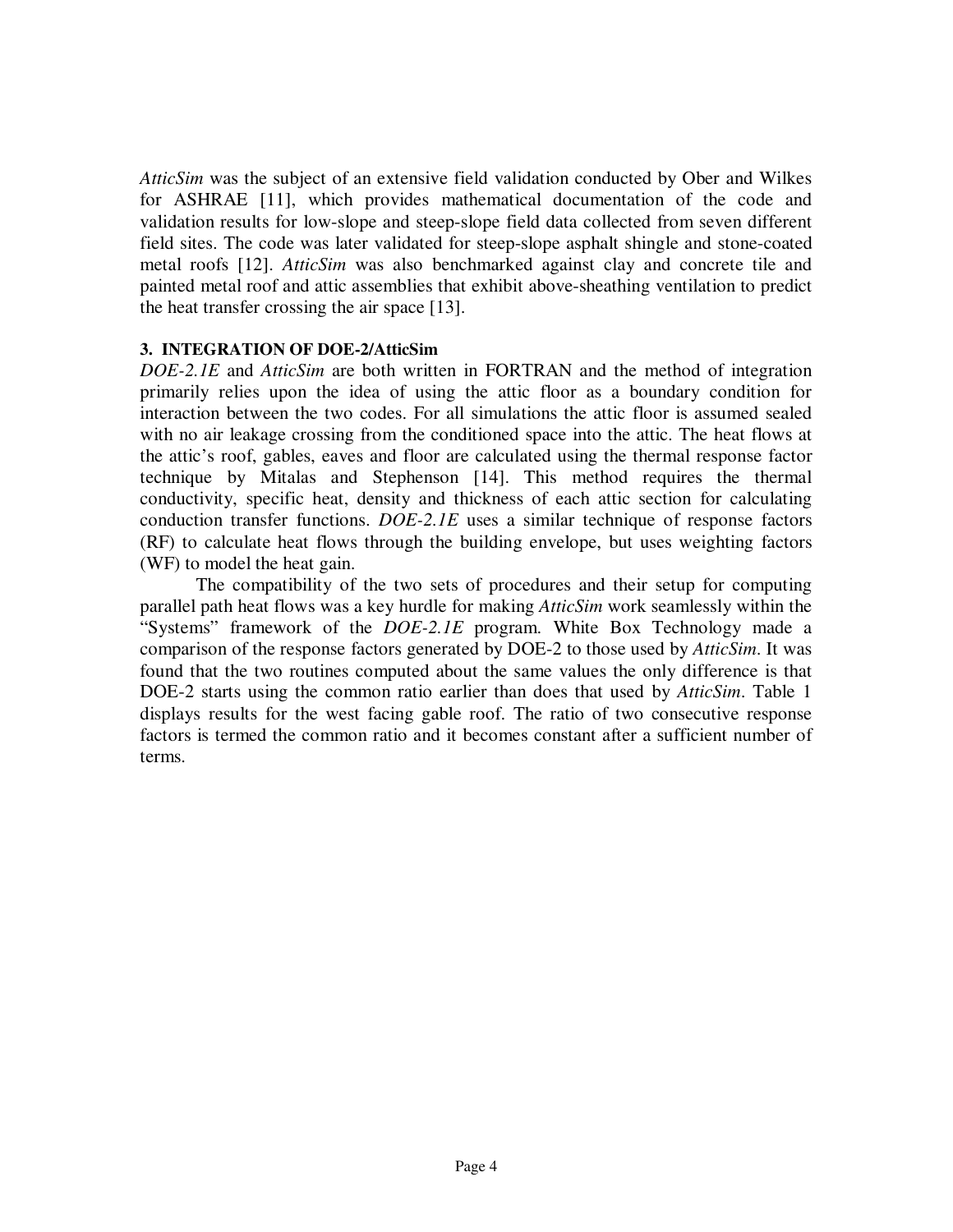*AtticSim* was the subject of an extensive field validation conducted by Ober and Wilkes for ASHRAE [11], which provides mathematical documentation of the code and validation results for low-slope and steep-slope field data collected from seven different field sites. The code was later validated for steep-slope asphalt shingle and stone-coated metal roofs [12]. *AtticSim* was also benchmarked against clay and concrete tile and painted metal roof and attic assemblies that exhibit above-sheathing ventilation to predict the heat transfer crossing the air space [13].

## 3. INTEGRATION OF DOE-2/AtticSim

*DOE-2.1E* and *AtticSim* are both written in FORTRAN and the method of integration primarily relies upon the idea of using the attic floor as a boundary condition for interaction between the two codes. For all simulations the attic floor is assumed sealed with no air leakage crossing from the conditioned space into the attic. The heat flows at the attic's roof, gables, eaves and floor are calculated using the thermal response factor technique by Mitalas and Stephenson [14]. This method requires the thermal conductivity, specific heat, density and thickness of each attic section for calculating conduction transfer functions. *DOE-2.1E* uses a similar technique of response factors (RF) to calculate heat flows through the building envelope, but uses weighting factors (WF) to model the heat gain.

The compatibility of the two sets of procedures and their setup for computing parallel path heat flows was a key hurdle for making *AtticSim* work seamlessly within the "Systems" framework of the *DOE-2.1E* program. White Box Technology made a comparison of the response factors generated by DOE-2 to those used by *AtticSim*. It was found that the two routines computed about the same values the only difference is that DOE-2 starts using the common ratio earlier than does that used by *AtticSim*. Table 1 displays results for the west facing gable roof. The ratio of two consecutive response factors is termed the common ratio and it becomes constant after a sufficient number of terms.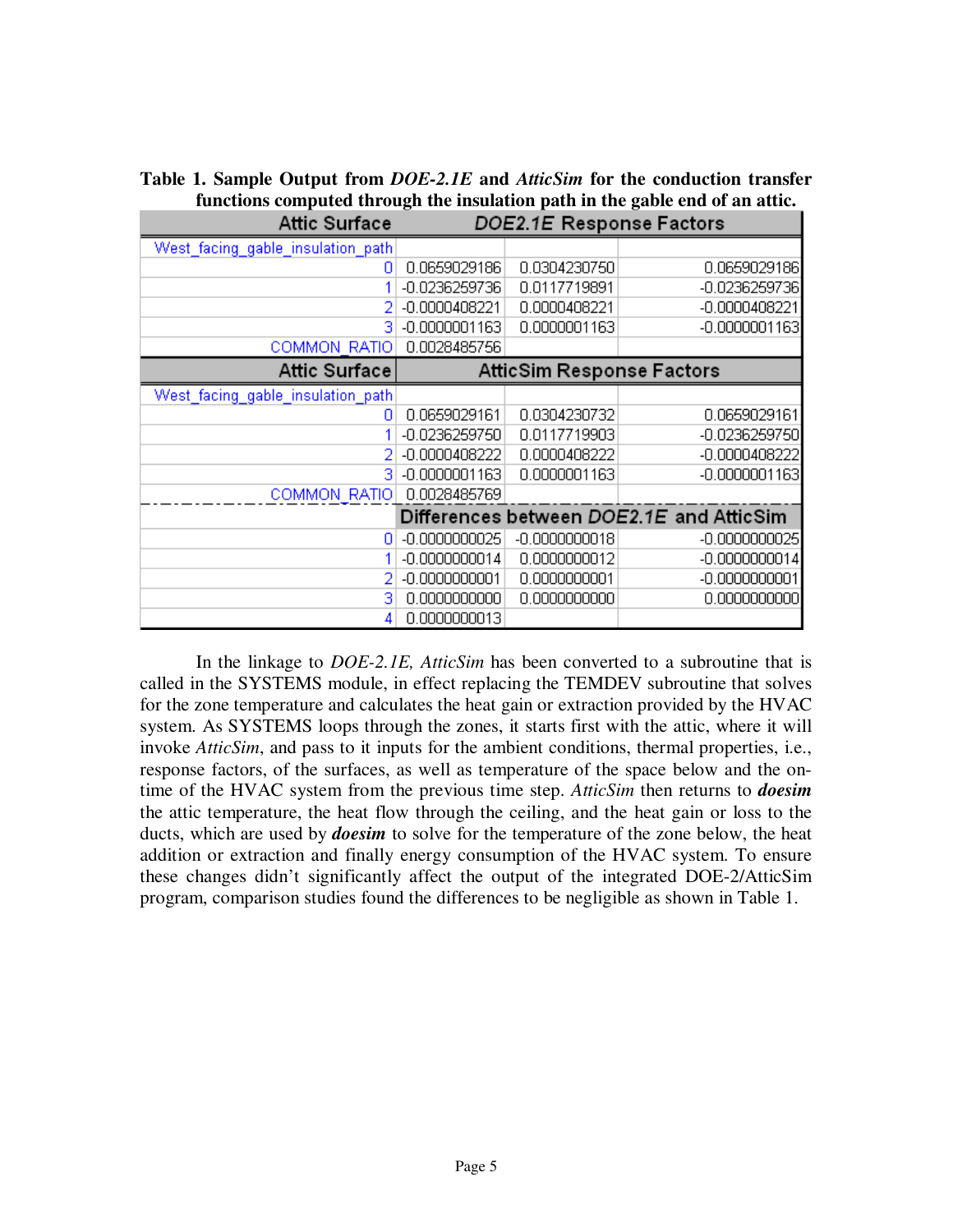**Table 1. Sample Output from *DOE-2.1E* and *AtticSim* for the conduction transfer functions computed through the insulation path in the gable end of an attic.**

| Attic Surface | *DOE2.1E* Response Factors | | |
|---|---|---|---|
| West_facing_gable_insulation_path | | | |
| 0 | 0.0659029186 | 0.0304230750 | 0.0659029186 |
| 1 | -0.0236259736 | 0.0117719891 | -0.0236259736 |
| 2 | -0.0000408221 | 0.0000408221 | -0.0000408221 |
| 3 | -0.0000001163 | 0.0000001163 | -0.0000001163 |
| COMMON_RATIO | 0.0028485756 | | |
| **Attic Surface** | **AtticSim Response Factors** | | |
| West_facing_gable_insulation_path | | | |
| 0 | 0.0659029161 | 0.0304230732 | 0.0659029161 |
| 1 | -0.0236259750 | 0.0117719903 | -0.0236259750 |
| 2 | -0.0000408222 | 0.0000408222 | -0.0000408222 |
| 3 | -0.0000001163 | 0.0000001163 | -0.0000001163 |
| COMMON_RATIO | 0.0028485769 | | |
| | **Differences between *DOE2.1E* and AtticSim** | | |
| 0 | -0.0000000025 | -0.0000000018 | -0.0000000025 |
| 1 | -0.0000000014 | 0.0000000012 | -0.0000000014 |
| 2 | -0.0000000001 | 0.0000000001 | -0.0000000001 |
| 3 | 0.0000000000 | 0.0000000000 | 0.0000000000 |
| 4 | 0.0000000013 | | |

In the linkage to *DOE-2.1E, AtticSim* has been converted to a subroutine that is called in the SYSTEMS module, in effect replacing the TEMDEV subroutine that solves for the zone temperature and calculates the heat gain or extraction provided by the HVAC system. As SYSTEMS loops through the zones, it starts first with the attic, where it will invoke *AtticSim*, and pass to it inputs for the ambient conditions, thermal properties, i.e., response factors, of the surfaces, as well as temperature of the space below and the on-time of the HVAC system from the previous time step. *AtticSim* then returns to ***doesim*** the attic temperature, the heat flow through the ceiling, and the heat gain or loss to the ducts, which are used by ***doesim*** to solve for the temperature of the zone below, the heat addition or extraction and finally energy consumption of the HVAC system. To ensure these changes didn't significantly affect the output of the integrated DOE-2/AtticSim program, comparison studies found the differences to be negligible as shown in Table 1.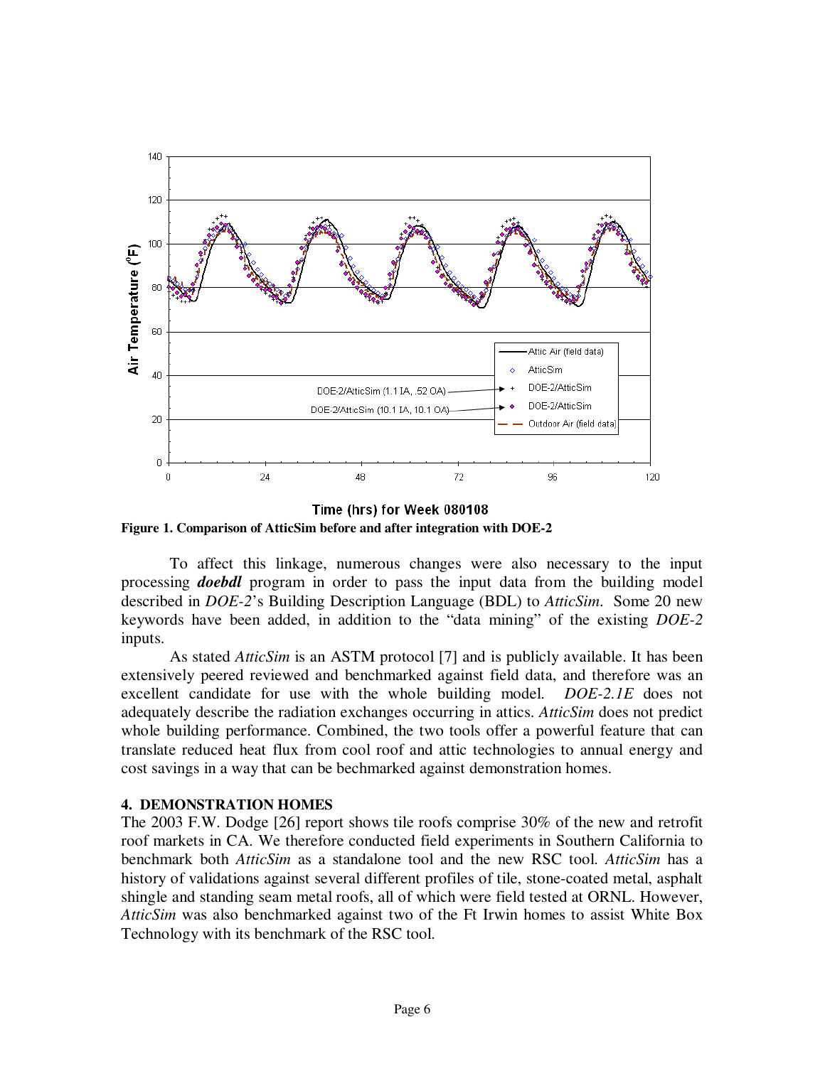**Figure 1. Comparison of AtticSim before and after integration with DOE-2**

To affect this linkage, numerous changes were also necessary to the input processing ***doebdl*** program in order to pass the input data from the building model described in *DOE-2*'s Building Description Language (BDL) to *AtticSim*. Some 20 new keywords have been added, in addition to the "data mining" of the existing *DOE-2* inputs.

As stated *AtticSim* is an ASTM protocol [7] and is publicly available. It has been extensively peered reviewed and benchmarked against field data, and therefore was an excellent candidate for use with the whole building model. *DOE-2.1E* does not adequately describe the radiation exchanges occurring in attics. *AtticSim* does not predict whole building performance. Combined, the two tools offer a powerful feature that can translate reduced heat flux from cool roof and attic technologies to annual energy and cost savings in a way that can be bechmarked against demonstration homes.

## 4. DEMONSTRATION HOMES

The 2003 F.W. Dodge [26] report shows tile roofs comprise 30% of the new and retrofit roof markets in CA. We therefore conducted field experiments in Southern California to benchmark both *AtticSim* as a standalone tool and the new RSC tool. *AtticSim* has a history of validations against several different profiles of tile, stone-coated metal, asphalt shingle and standing seam metal roofs, all of which were field tested at ORNL. However, *AtticSim* was also benchmarked against two of the Ft Irwin homes to assist White Box Technology with its benchmark of the RSC tool.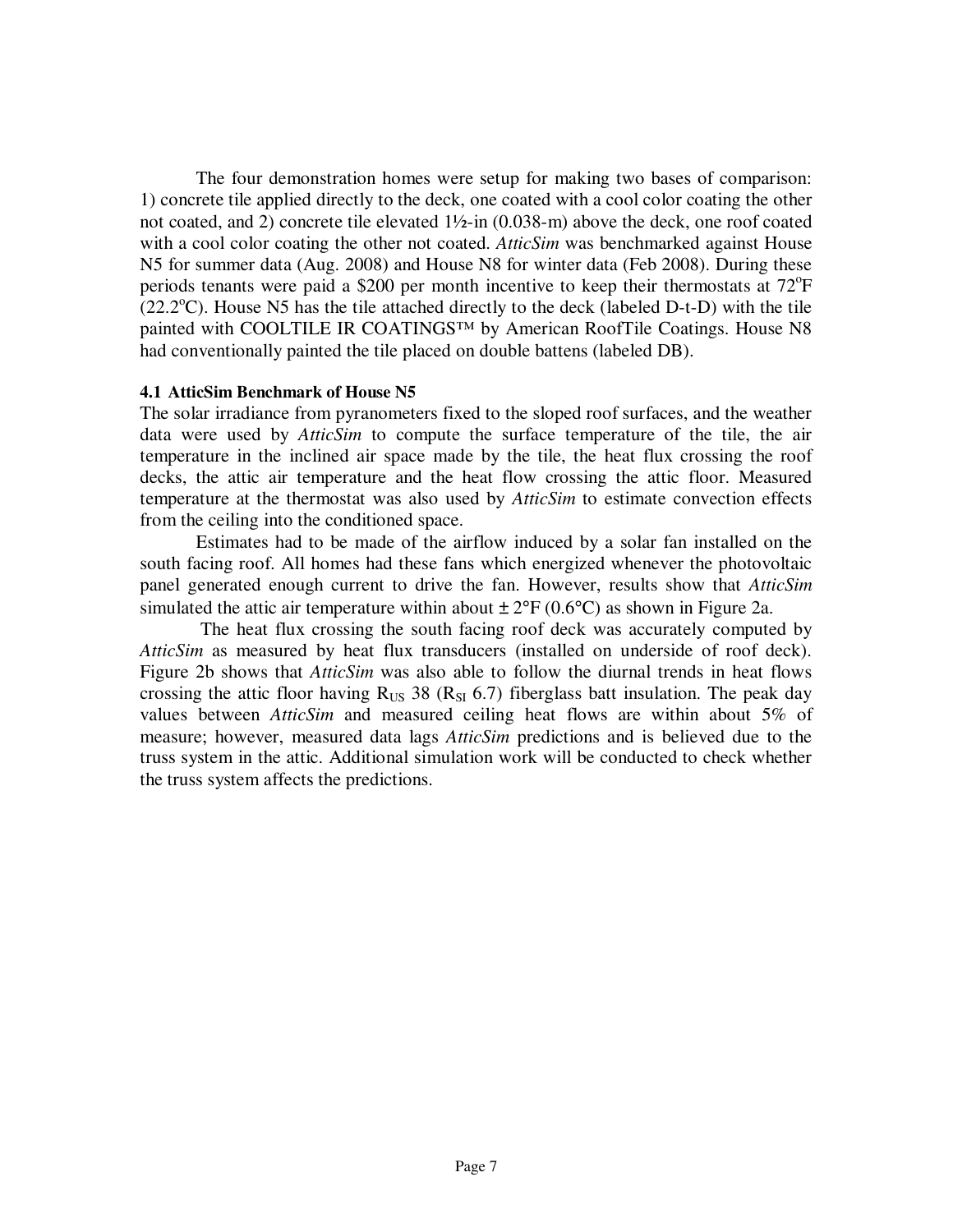The four demonstration homes were setup for making two bases of comparison: 1) concrete tile applied directly to the deck, one coated with a cool color coating the other not coated, and 2) concrete tile elevated 1½-in (0.038-m) above the deck, one roof coated with a cool color coating the other not coated. *AtticSim* was benchmarked against House N5 for summer data (Aug. 2008) and House N8 for winter data (Feb 2008). During these periods tenants were paid a $200 per month incentive to keep their thermostats at 72°F (22.2°C). House N5 has the tile attached directly to the deck (labeled D-t-D) with the tile painted with COOLTILE IR COATINGS™ by American RoofTile Coatings. House N8 had conventionally painted the tile placed on double battens (labeled DB).

### 4.1 AtticSim Benchmark of House N5

The solar irradiance from pyranometers fixed to the sloped roof surfaces, and the weather data were used by *AtticSim* to compute the surface temperature of the tile, the air temperature in the inclined air space made by the tile, the heat flux crossing the roof decks, the attic air temperature and the heat flow crossing the attic floor. Measured temperature at the thermostat was also used by *AtticSim* to estimate convection effects from the ceiling into the conditioned space.

Estimates had to be made of the airflow induced by a solar fan installed on the south facing roof. All homes had these fans which energized whenever the photovoltaic panel generated enough current to drive the fan. However, results show that *AtticSim* simulated the attic air temperature within about ± 2°F (0.6°C) as shown in Figure 2a.

The heat flux crossing the south facing roof deck was accurately computed by *AtticSim* as measured by heat flux transducers (installed on underside of roof deck). Figure 2b shows that *AtticSim* was also able to follow the diurnal trends in heat flows crossing the attic floor having $R_{US}$ 38 ($R_{SI}$ 6.7) fiberglass batt insulation. The peak day values between *AtticSim* and measured ceiling heat flows are within about 5% of measure; however, measured data lags *AtticSim* predictions and is believed due to the truss system in the attic. Additional simulation work will be conducted to check whether the truss system affects the predictions.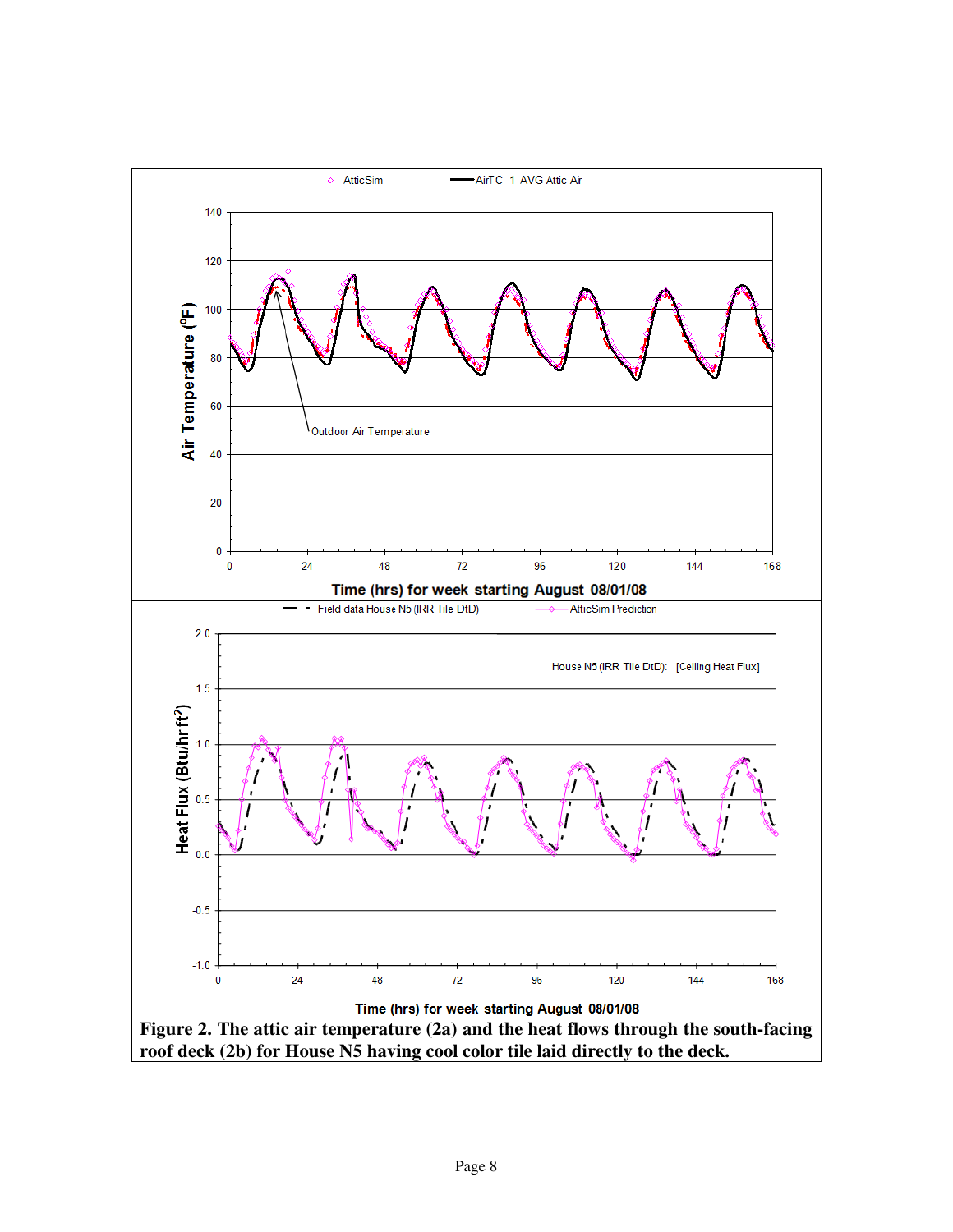**Figure 2. The attic air temperature (2a) and the heat flows through the south-facing roof deck (2b) for House N5 having cool color tile laid directly to the deck.**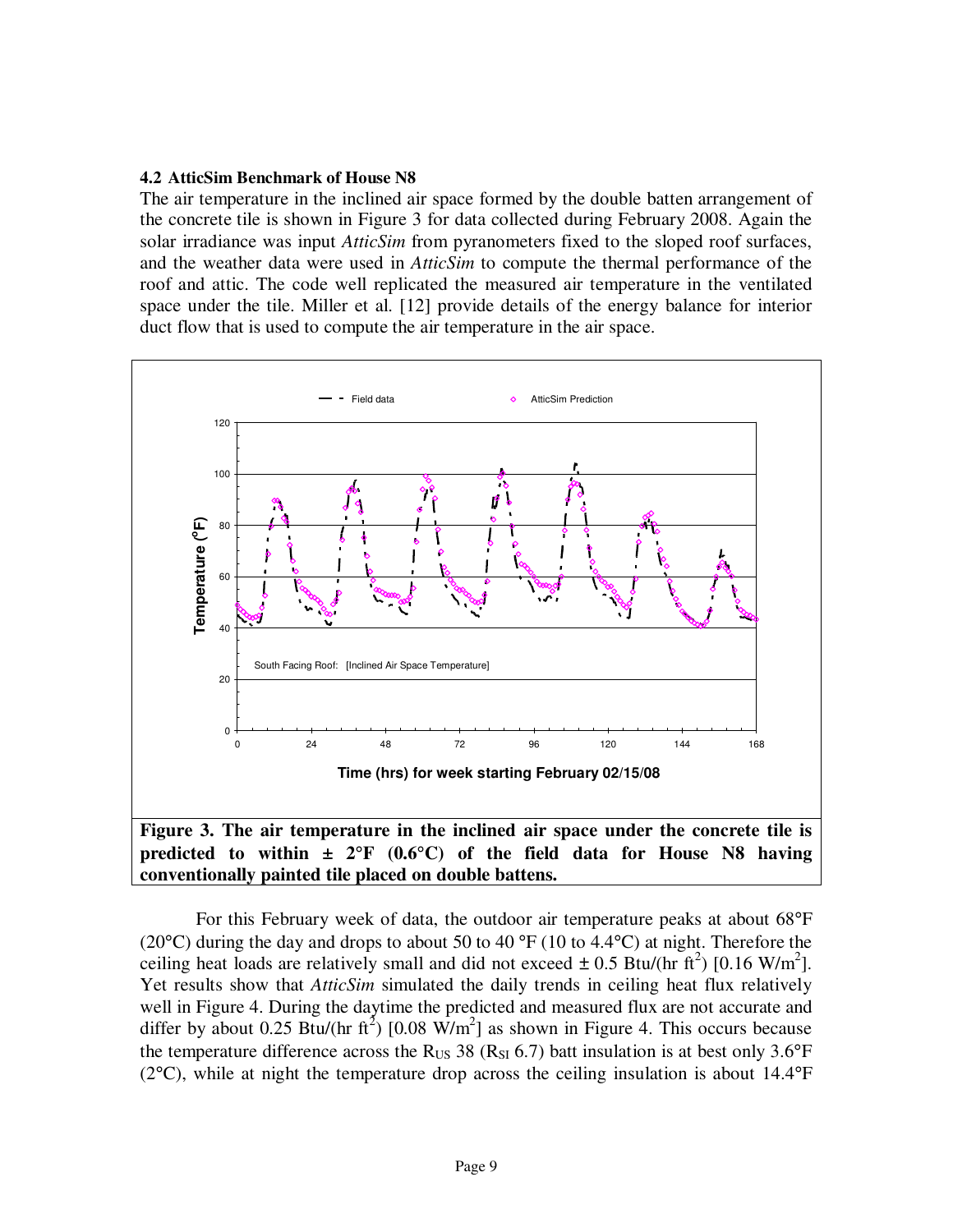### 4.2 AtticSim Benchmark of House N8

The air temperature in the inclined air space formed by the double batten arrangement of the concrete tile is shown in Figure 3 for data collected during February 2008. Again the solar irradiance was input *AtticSim* from pyranometers fixed to the sloped roof surfaces, and the weather data were used in *AtticSim* to compute the thermal performance of the roof and attic. The code well replicated the measured air temperature in the ventilated space under the tile. Miller et al. [12] provide details of the energy balance for interior duct flow that is used to compute the air temperature in the air space.

**Figure 3. The air temperature in the inclined air space under the concrete tile is predicted to within ± 2°F (0.6°C) of the field data for House N8 having conventionally painted tile placed on double battens.**

For this February week of data, the outdoor air temperature peaks at about 68°F (20°C) during the day and drops to about 50 to 40 °F (10 to 4.4°C) at night. Therefore the ceiling heat loads are relatively small and did not exceed ± 0.5 Btu/(hr ft$^2$) [0.16 W/m$^2$]. Yet results show that *AtticSim* simulated the daily trends in ceiling heat flux relatively well in Figure 4. During the daytime the predicted and measured flux are not accurate and differ by about 0.25 Btu/(hr ft$^2$) [0.08 W/m$^2$] as shown in Figure 4. This occurs because the temperature difference across the $R_{US}$ 38 ($R_{SI}$ 6.7) batt insulation is at best only 3.6°F (2°C), while at night the temperature drop across the ceiling insulation is about 14.4°F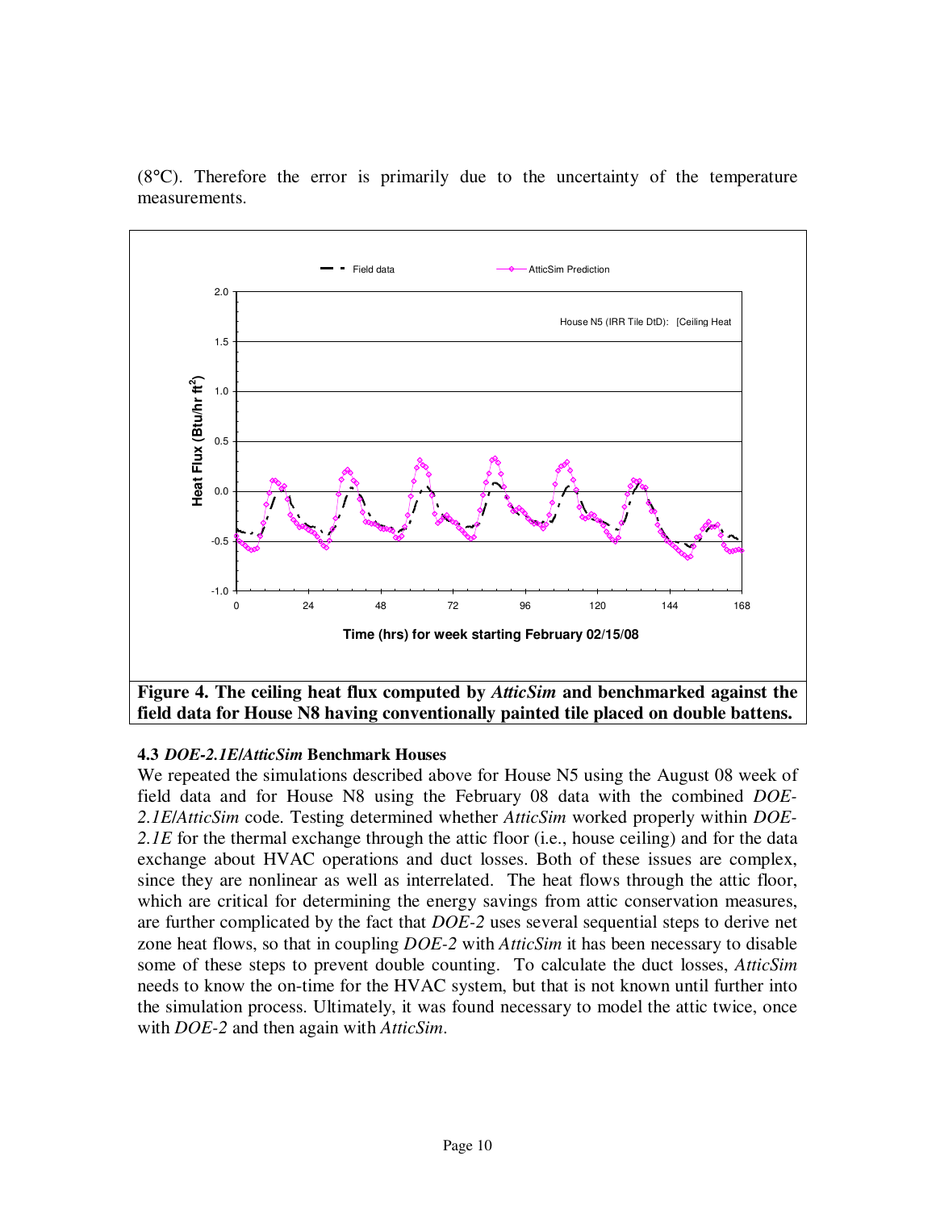(8°C). Therefore the error is primarily due to the uncertainty of the temperature measurements.

**Figure 4. The ceiling heat flux computed by *AtticSim* and benchmarked against the field data for House N8 having conventionally painted tile placed on double battens.**

### 4.3 *DOE-2.1E/AtticSim* Benchmark Houses

We repeated the simulations described above for House N5 using the August 08 week of field data and for House N8 using the February 08 data with the combined *DOE-2.1E/AtticSim* code. Testing determined whether *AtticSim* worked properly within *DOE-2.1E* for the thermal exchange through the attic floor (i.e., house ceiling) and for the data exchange about HVAC operations and duct losses. Both of these issues are complex, since they are nonlinear as well as interrelated. The heat flows through the attic floor, which are critical for determining the energy savings from attic conservation measures, are further complicated by the fact that *DOE-2* uses several sequential steps to derive net zone heat flows, so that in coupling *DOE-2* with *AtticSim* it has been necessary to disable some of these steps to prevent double counting. To calculate the duct losses, *AtticSim* needs to know the on-time for the HVAC system, but that is not known until further into the simulation process. Ultimately, it was found necessary to model the attic twice, once with *DOE-2* and then again with *AtticSim*.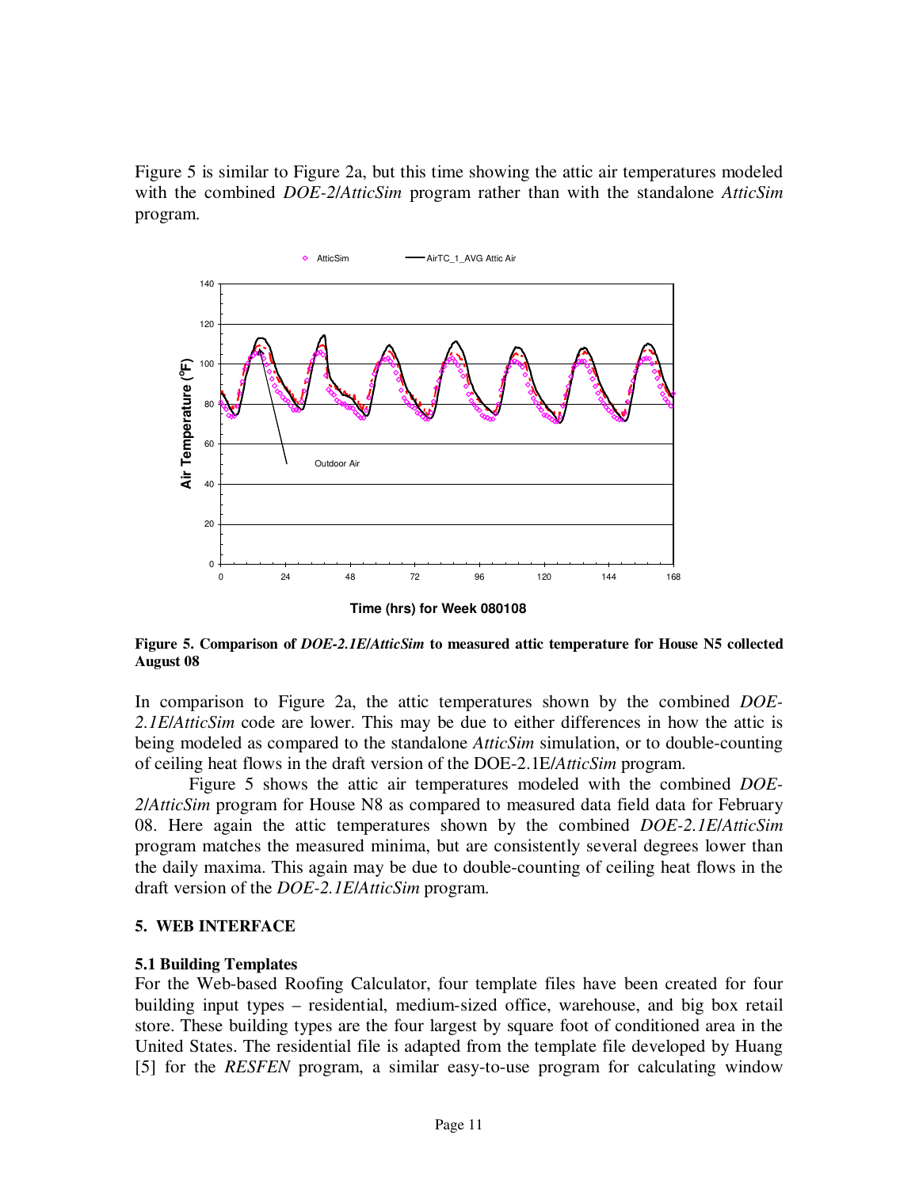Figure 5 is similar to Figure 2a, but this time showing the attic air temperatures modeled with the combined *DOE-2/AtticSim* program rather than with the standalone *AtticSim* program.

**Figure 5. Comparison of *DOE-2.1E/AtticSim* to measured attic temperature for House N5 collected August 08**

In comparison to Figure 2a, the attic temperatures shown by the combined *DOE-2.1E/AtticSim* code are lower. This may be due to either differences in how the attic is being modeled as compared to the standalone *AtticSim* simulation, or to double-counting of ceiling heat flows in the draft version of the DOE-2.1E/*AtticSim* program.

Figure 5 shows the attic air temperatures modeled with the combined *DOE-2/AtticSim* program for House N8 as compared to measured data field data for February 08. Here again the attic temperatures shown by the combined *DOE-2.1E/AtticSim* program matches the measured minima, but are consistently several degrees lower than the daily maxima. This again may be due to double-counting of ceiling heat flows in the draft version of the *DOE-2.1E/AtticSim* program.

### 5. WEB INTERFACE

#### 5.1 Building Templates

For the Web-based Roofing Calculator, four template files have been created for four building input types – residential, medium-sized office, warehouse, and big box retail store. These building types are the four largest by square foot of conditioned area in the United States. The residential file is adapted from the template file developed by Huang [5] for the *RESFEN* program, a similar easy-to-use program for calculating window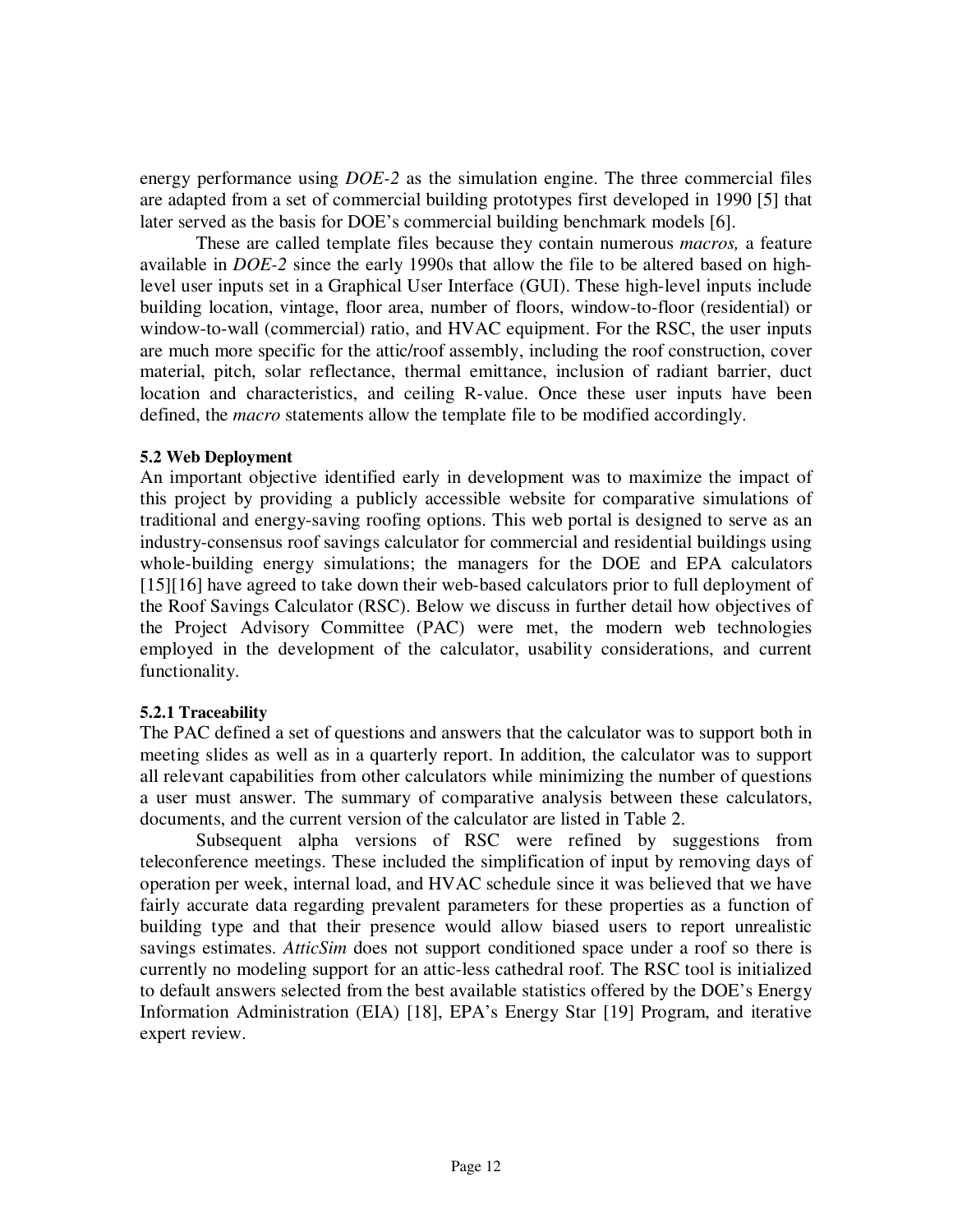energy performance using *DOE-2* as the simulation engine. The three commercial files are adapted from a set of commercial building prototypes first developed in 1990 [5] that later served as the basis for DOE's commercial building benchmark models [6].

These are called template files because they contain numerous *macros,* a feature available in *DOE-2* since the early 1990s that allow the file to be altered based on high-level user inputs set in a Graphical User Interface (GUI). These high-level inputs include building location, vintage, floor area, number of floors, window-to-floor (residential) or window-to-wall (commercial) ratio, and HVAC equipment. For the RSC, the user inputs are much more specific for the attic/roof assembly, including the roof construction, cover material, pitch, solar reflectance, thermal emittance, inclusion of radiant barrier, duct location and characteristics, and ceiling R-value. Once these user inputs have been defined, the *macro* statements allow the template file to be modified accordingly.

### 5.2 Web Deployment

An important objective identified early in development was to maximize the impact of this project by providing a publicly accessible website for comparative simulations of traditional and energy-saving roofing options. This web portal is designed to serve as an industry-consensus roof savings calculator for commercial and residential buildings using whole-building energy simulations; the managers for the DOE and EPA calculators [15][16] have agreed to take down their web-based calculators prior to full deployment of the Roof Savings Calculator (RSC). Below we discuss in further detail how objectives of the Project Advisory Committee (PAC) were met, the modern web technologies employed in the development of the calculator, usability considerations, and current functionality.

#### 5.2.1 Traceability

The PAC defined a set of questions and answers that the calculator was to support both in meeting slides as well as in a quarterly report. In addition, the calculator was to support all relevant capabilities from other calculators while minimizing the number of questions a user must answer. The summary of comparative analysis between these calculators, documents, and the current version of the calculator are listed in Table 2.

Subsequent alpha versions of RSC were refined by suggestions from teleconference meetings. These included the simplification of input by removing days of operation per week, internal load, and HVAC schedule since it was believed that we have fairly accurate data regarding prevalent parameters for these properties as a function of building type and that their presence would allow biased users to report unrealistic savings estimates. *AtticSim* does not support conditioned space under a roof so there is currently no modeling support for an attic-less cathedral roof. The RSC tool is initialized to default answers selected from the best available statistics offered by the DOE's Energy Information Administration (EIA) [18], EPA's Energy Star [19] Program, and iterative expert review.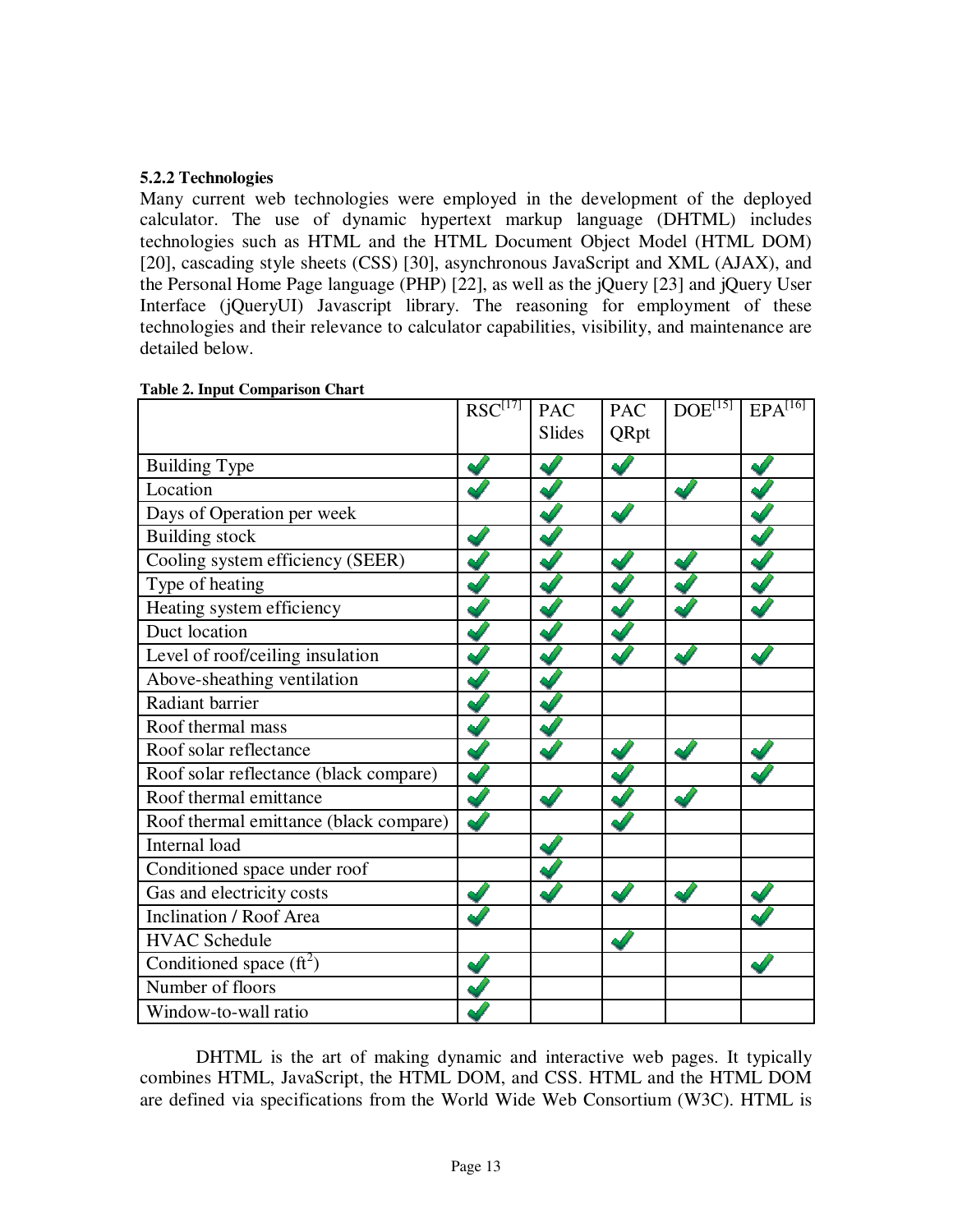### 5.2.2 Technologies

Many current web technologies were employed in the development of the deployed calculator. The use of dynamic hypertext markup language (DHTML) includes technologies such as HTML and the HTML Document Object Model (HTML DOM) [20], cascading style sheets (CSS) [30], asynchronous JavaScript and XML (AJAX), and the Personal Home Page language (PHP) [22], as well as the jQuery [23] and jQuery User Interface (jQueryUI) Javascript library. The reasoning for employment of these technologies and their relevance to calculator capabilities, visibility, and maintenance are detailed below.

**Table 2. Input Comparison Chart**

| | RSC[17] | PAC Slides | PAC QRpt | DOE[15] | EPA[16] |
|---|---|---|---|---|---|
| Building Type | ✔ | ✔ | ✔ | | ✔ |
| Location | ✔ | ✔ | | ✔ | ✔ |
| Days of Operation per week | | ✔ | ✔ | | ✔ |
| Building stock | ✔ | ✔ | | | ✔ |
| Cooling system efficiency (SEER) | ✔ | ✔ | ✔ | ✔ | ✔ |
| Type of heating | ✔ | ✔ | ✔ | ✔ | ✔ |
| Heating system efficiency | ✔ | ✔ | ✔ | ✔ | ✔ |
| Duct location | ✔ | ✔ | ✔ | | |
| Level of roof/ceiling insulation | ✔ | ✔ | ✔ | ✔ | ✔ |
| Above-sheathing ventilation | ✔ | ✔ | | | |
| Radiant barrier | ✔ | ✔ | | | |
| Roof thermal mass | ✔ | ✔ | | | |
| Roof solar reflectance | ✔ | ✔ | ✔ | ✔ | ✔ |
| Roof solar reflectance (black compare) | ✔ | | ✔ | | ✔ |
| Roof thermal emittance | ✔ | ✔ | ✔ | ✔ | |
| Roof thermal emittance (black compare) | ✔ | | ✔ | | |
| Internal load | | ✔ | | | |
| Conditioned space under roof | | ✔ | | | |
| Gas and electricity costs | ✔ | ✔ | ✔ | ✔ | ✔ |
| Inclination / Roof Area | ✔ | | | | ✔ |
| HVAC Schedule | | | ✔ | | |
| Conditioned space ($ft^2$) | ✔ | | | | ✔ |
| Number of floors | ✔ | | | | |
| Window-to-wall ratio | ✔ | | | | |

DHTML is the art of making dynamic and interactive web pages. It typically combines HTML, JavaScript, the HTML DOM, and CSS. HTML and the HTML DOM are defined via specifications from the World Wide Web Consortium (W3C). HTML is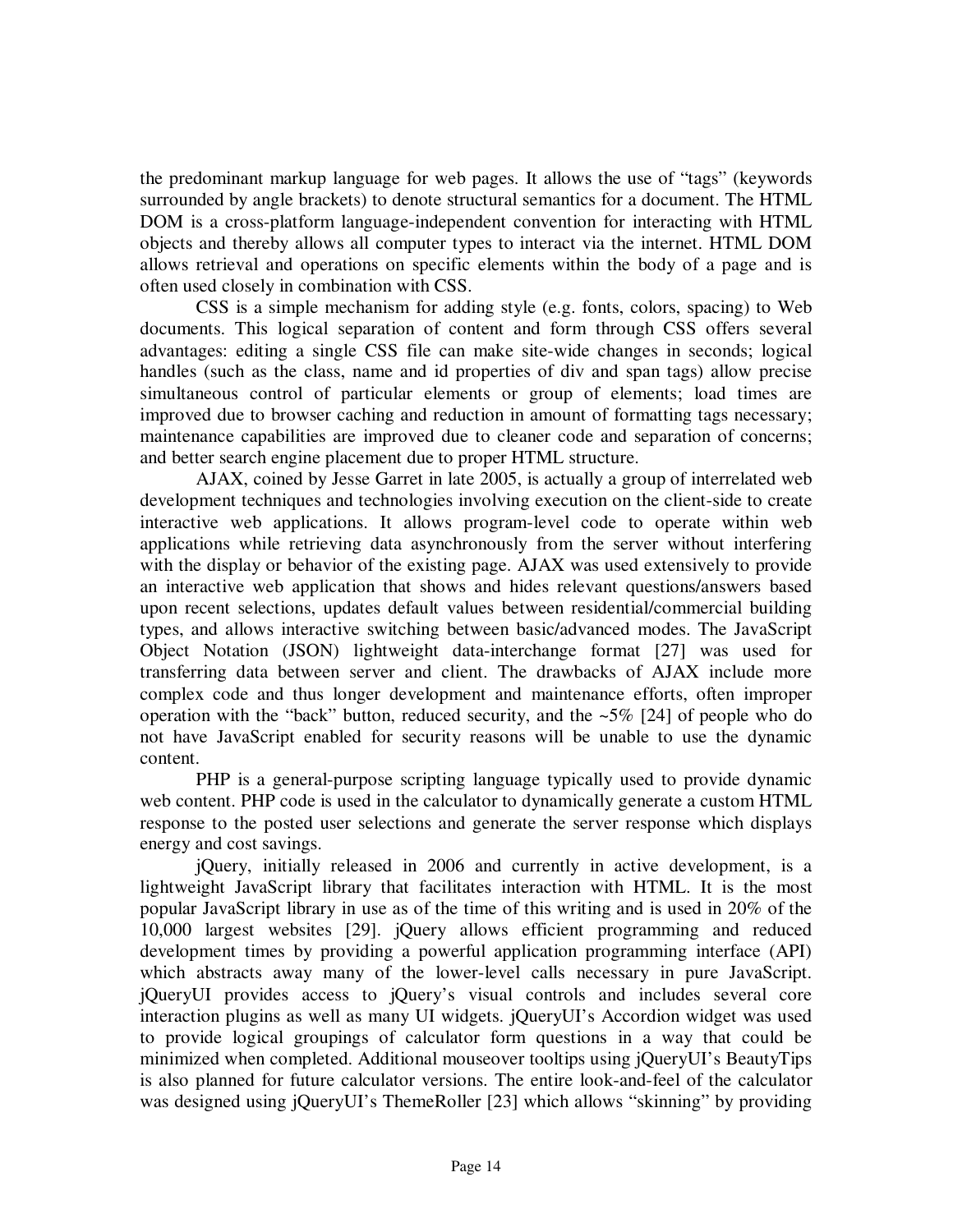the predominant markup language for web pages. It allows the use of "tags" (keywords surrounded by angle brackets) to denote structural semantics for a document. The HTML DOM is a cross-platform language-independent convention for interacting with HTML objects and thereby allows all computer types to interact via the internet. HTML DOM allows retrieval and operations on specific elements within the body of a page and is often used closely in combination with CSS.

CSS is a simple mechanism for adding style (e.g. fonts, colors, spacing) to Web documents. This logical separation of content and form through CSS offers several advantages: editing a single CSS file can make site-wide changes in seconds; logical handles (such as the class, name and id properties of div and span tags) allow precise simultaneous control of particular elements or group of elements; load times are improved due to browser caching and reduction in amount of formatting tags necessary; maintenance capabilities are improved due to cleaner code and separation of concerns; and better search engine placement due to proper HTML structure.

AJAX, coined by Jesse Garret in late 2005, is actually a group of interrelated web development techniques and technologies involving execution on the client-side to create interactive web applications. It allows program-level code to operate within web applications while retrieving data asynchronously from the server without interfering with the display or behavior of the existing page. AJAX was used extensively to provide an interactive web application that shows and hides relevant questions/answers based upon recent selections, updates default values between residential/commercial building types, and allows interactive switching between basic/advanced modes. The JavaScript Object Notation (JSON) lightweight data-interchange format [27] was used for transferring data between server and client. The drawbacks of AJAX include more complex code and thus longer development and maintenance efforts, often improper operation with the "back" button, reduced security, and the ~5% [24] of people who do not have JavaScript enabled for security reasons will be unable to use the dynamic content.

PHP is a general-purpose scripting language typically used to provide dynamic web content. PHP code is used in the calculator to dynamically generate a custom HTML response to the posted user selections and generate the server response which displays energy and cost savings.

jQuery, initially released in 2006 and currently in active development, is a lightweight JavaScript library that facilitates interaction with HTML. It is the most popular JavaScript library in use as of the time of this writing and is used in 20% of the 10,000 largest websites [29]. jQuery allows efficient programming and reduced development times by providing a powerful application programming interface (API) which abstracts away many of the lower-level calls necessary in pure JavaScript. jQueryUI provides access to jQuery's visual controls and includes several core interaction plugins as well as many UI widgets. jQueryUI's Accordion widget was used to provide logical groupings of calculator form questions in a way that could be minimized when completed. Additional mouseover tooltips using jQueryUI's BeautyTips is also planned for future calculator versions. The entire look-and-feel of the calculator was designed using jQueryUI's ThemeRoller [23] which allows "skinning" by providing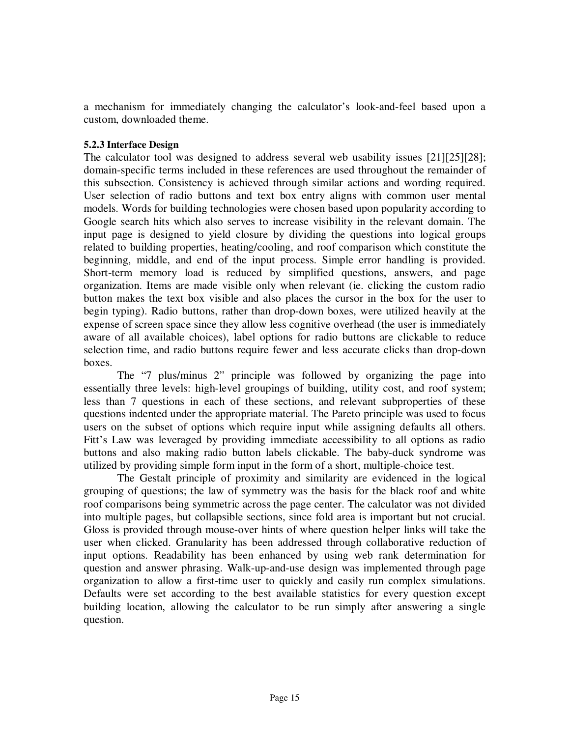a mechanism for immediately changing the calculator's look-and-feel based upon a custom, downloaded theme.

### 5.2.3 Interface Design

The calculator tool was designed to address several web usability issues [21][25][28]; domain-specific terms included in these references are used throughout the remainder of this subsection. Consistency is achieved through similar actions and wording required. User selection of radio buttons and text box entry aligns with common user mental models. Words for building technologies were chosen based upon popularity according to Google search hits which also serves to increase visibility in the relevant domain. The input page is designed to yield closure by dividing the questions into logical groups related to building properties, heating/cooling, and roof comparison which constitute the beginning, middle, and end of the input process. Simple error handling is provided. Short-term memory load is reduced by simplified questions, answers, and page organization. Items are made visible only when relevant (ie. clicking the custom radio button makes the text box visible and also places the cursor in the box for the user to begin typing). Radio buttons, rather than drop-down boxes, were utilized heavily at the expense of screen space since they allow less cognitive overhead (the user is immediately aware of all available choices), label options for radio buttons are clickable to reduce selection time, and radio buttons require fewer and less accurate clicks than drop-down boxes.

The "7 plus/minus 2" principle was followed by organizing the page into essentially three levels: high-level groupings of building, utility cost, and roof system; less than 7 questions in each of these sections, and relevant subproperties of these questions indented under the appropriate material. The Pareto principle was used to focus users on the subset of options which require input while assigning defaults all others. Fitt's Law was leveraged by providing immediate accessibility to all options as radio buttons and also making radio button labels clickable. The baby-duck syndrome was utilized by providing simple form input in the form of a short, multiple-choice test.

The Gestalt principle of proximity and similarity are evidenced in the logical grouping of questions; the law of symmetry was the basis for the black roof and white roof comparisons being symmetric across the page center. The calculator was not divided into multiple pages, but collapsible sections, since fold area is important but not crucial. Gloss is provided through mouse-over hints of where question helper links will take the user when clicked. Granularity has been addressed through collaborative reduction of input options. Readability has been enhanced by using web rank determination for question and answer phrasing. Walk-up-and-use design was implemented through page organization to allow a first-time user to quickly and easily run complex simulations. Defaults were set according to the best available statistics for every question except building location, allowing the calculator to be run simply after answering a single question.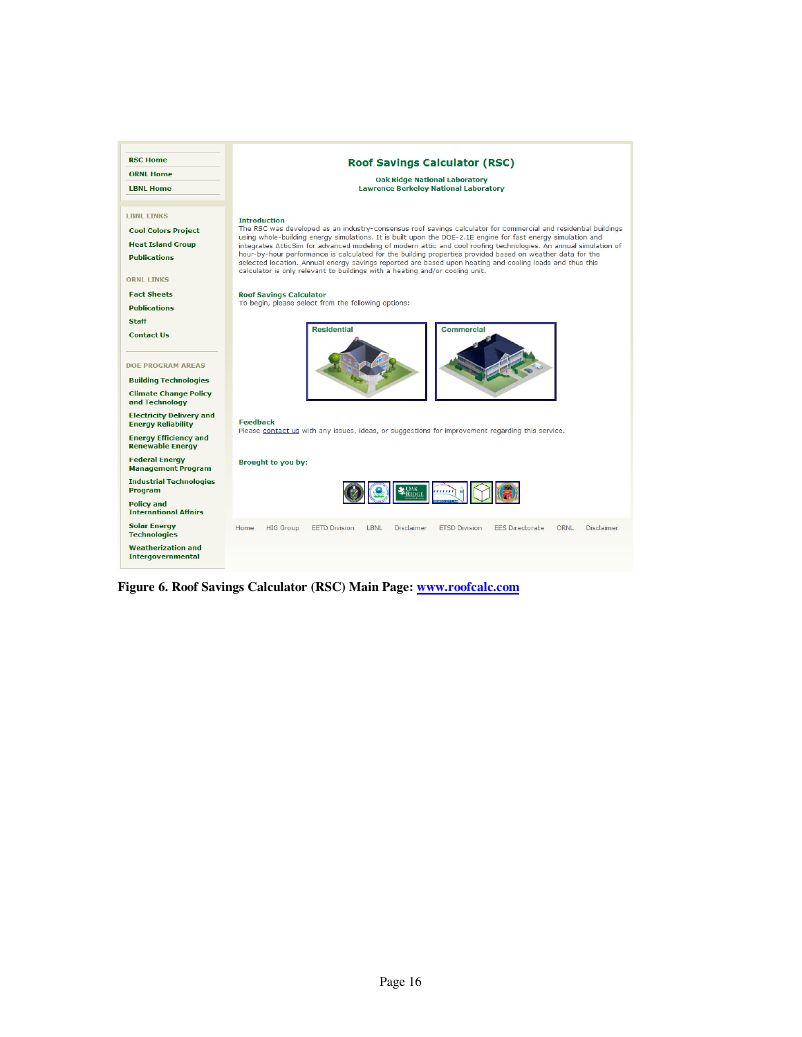RSC Home
ORNL Home
LBNL Home

LBNL LINKS

Cool Colors Project
Heat Island Group
Publications

ORNL LINKS

Fact Sheets
Publications
Staff
Contact Us

DOE PROGRAM AREAS

Building Technologies
Climate Change Policy and Technology
Electricity Delivery and Energy Reliability
Energy Efficiency and Renewable Energy
Federal Energy Management Program
Industrial Technologies Program
Policy and International Affairs
Solar Energy Technologies
Weatherization and Intergovernmental

## Roof Savings Calculator (RSC)

Oak Ridge National Laboratory
Lawrence Berkeley National Laboratory

**Introduction**

The RSC was developed as an industry-consensus roof savings calculator for commercial and residential buildings using whole-building energy simulations. It is built upon the DOE-2.1E engine for fast energy simulation and integrates AtticSim for advanced modeling of modern attic and cool roofing technologies. An annual simulation of hour-by-hour performance is calculated for the building properties provided based on weather data for the selected location. Annual energy savings reported are based upon heating and cooling loads and thus this calculator is only relevant to buildings with a heating and/or cooling unit.

**Roof Savings Calculator**

To begin, please select from the following options:

Residential | Commercial

**Feedback**

Please contact us with any issues, ideas, or suggestions for improvement regarding this service.

**Brought to you by:**

Home | HIG Group | EETD Division | LBNL | Disclaimer | ETSD Division | EES Directorate | ORNL | Disclaimer

**Figure 6. Roof Savings Calculator (RSC) Main Page: [www.roofcalc.com](www.roofcalc.com)**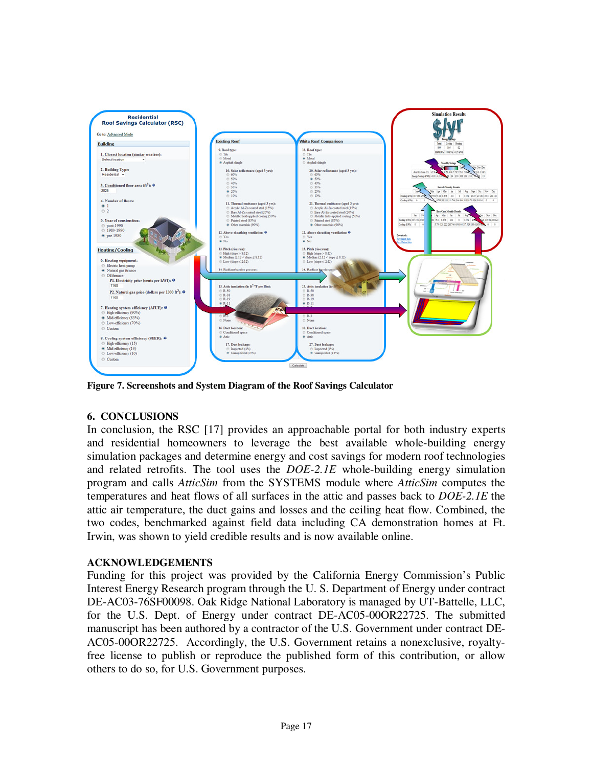**Figure 7. Screenshots and System Diagram of the Roof Savings Calculator**

## 6. CONCLUSIONS

In conclusion, the RSC [17] provides an approachable portal for both industry experts and residential homeowners to leverage the best available whole-building energy simulation packages and determine energy and cost savings for modern roof technologies and related retrofits. The tool uses the *DOE-2.1E* whole-building energy simulation program and calls *AtticSim* from the SYSTEMS module where *AtticSim* computes the temperatures and heat flows of all surfaces in the attic and passes back to *DOE-2.1E* the attic air temperature, the duct gains and losses and the ceiling heat flow. Combined, the two codes, benchmarked against field data including CA demonstration homes at Ft. Irwin, was shown to yield credible results and is now available online.

## ACKNOWLEDGEMENTS

Funding for this project was provided by the California Energy Commission's Public Interest Energy Research program through the U. S. Department of Energy under contract DE-AC03-76SF00098. Oak Ridge National Laboratory is managed by UT-Battelle, LLC, for the U.S. Dept. of Energy under contract DE-AC05-00OR22725. The submitted manuscript has been authored by a contractor of the U.S. Government under contract DE-AC05-00OR22725. Accordingly, the U.S. Government retains a nonexclusive, royalty-free license to publish or reproduce the published form of this contribution, or allow others to do so, for U.S. Government purposes.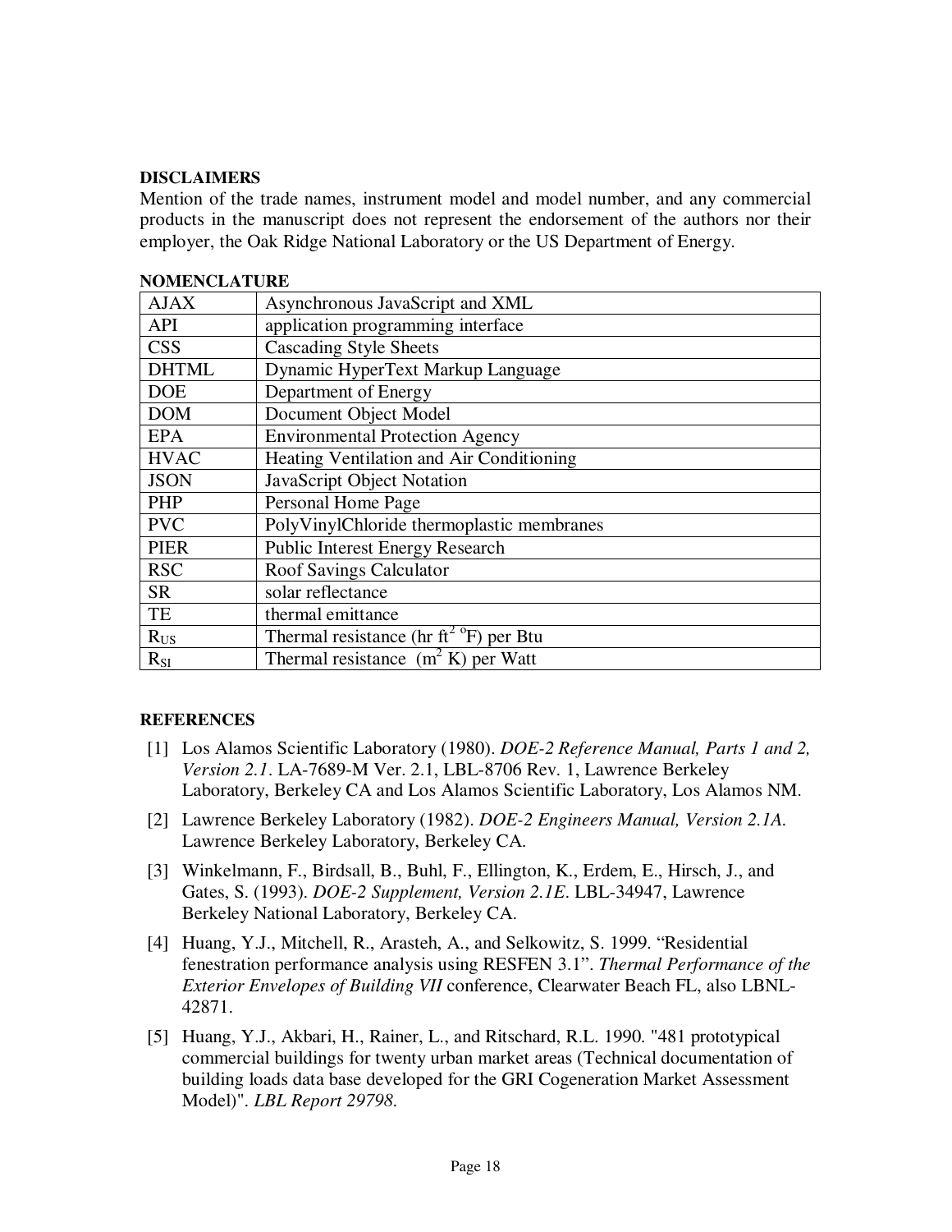## DISCLAIMERS

Mention of the trade names, instrument model and model number, and any commercial products in the manuscript does not represent the endorsement of the authors nor their employer, the Oak Ridge National Laboratory or the US Department of Energy.

## NOMENCLATURE

| | |
|---|---|
| AJAX | Asynchronous JavaScript and XML |
| API | application programming interface |
| CSS | Cascading Style Sheets |
| DHTML | Dynamic HyperText Markup Language |
| DOE | Department of Energy |
| DOM | Document Object Model |
| EPA | Environmental Protection Agency |
| HVAC | Heating Ventilation and Air Conditioning |
| JSON | JavaScript Object Notation |
| PHP | Personal Home Page |
| PVC | PolyVinylChloride thermoplastic membranes |
| PIER | Public Interest Energy Research |
| RSC | Roof Savings Calculator |
| SR | solar reflectance |
| TE | thermal emittance |
| $R_{US}$ | Thermal resistance (hr ft$^2$ $^o$F) per Btu |
| $R_{SI}$ | Thermal resistance (m$^2$ K) per Watt |

## REFERENCES

[1] Los Alamos Scientific Laboratory (1980). *DOE-2 Reference Manual, Parts 1 and 2, Version 2.1*. LA-7689-M Ver. 2.1, LBL-8706 Rev. 1, Lawrence Berkeley Laboratory, Berkeley CA and Los Alamos Scientific Laboratory, Los Alamos NM.

[2] Lawrence Berkeley Laboratory (1982). *DOE-2 Engineers Manual, Version 2.1A*. Lawrence Berkeley Laboratory, Berkeley CA.

[3] Winkelmann, F., Birdsall, B., Buhl, F., Ellington, K., Erdem, E., Hirsch, J., and Gates, S. (1993). *DOE-2 Supplement, Version 2.1E*. LBL-34947, Lawrence Berkeley National Laboratory, Berkeley CA.

[4] Huang, Y.J., Mitchell, R., Arasteh, A., and Selkowitz, S. 1999. "Residential fenestration performance analysis using RESFEN 3.1". *Thermal Performance of the Exterior Envelopes of Building VII* conference, Clearwater Beach FL, also LBNL-42871.

[5] Huang, Y.J., Akbari, H., Rainer, L., and Ritschard, R.L. 1990. "481 prototypical commercial buildings for twenty urban market areas (Technical documentation of building loads data base developed for the GRI Cogeneration Market Assessment Model)". *LBL Report 29798.*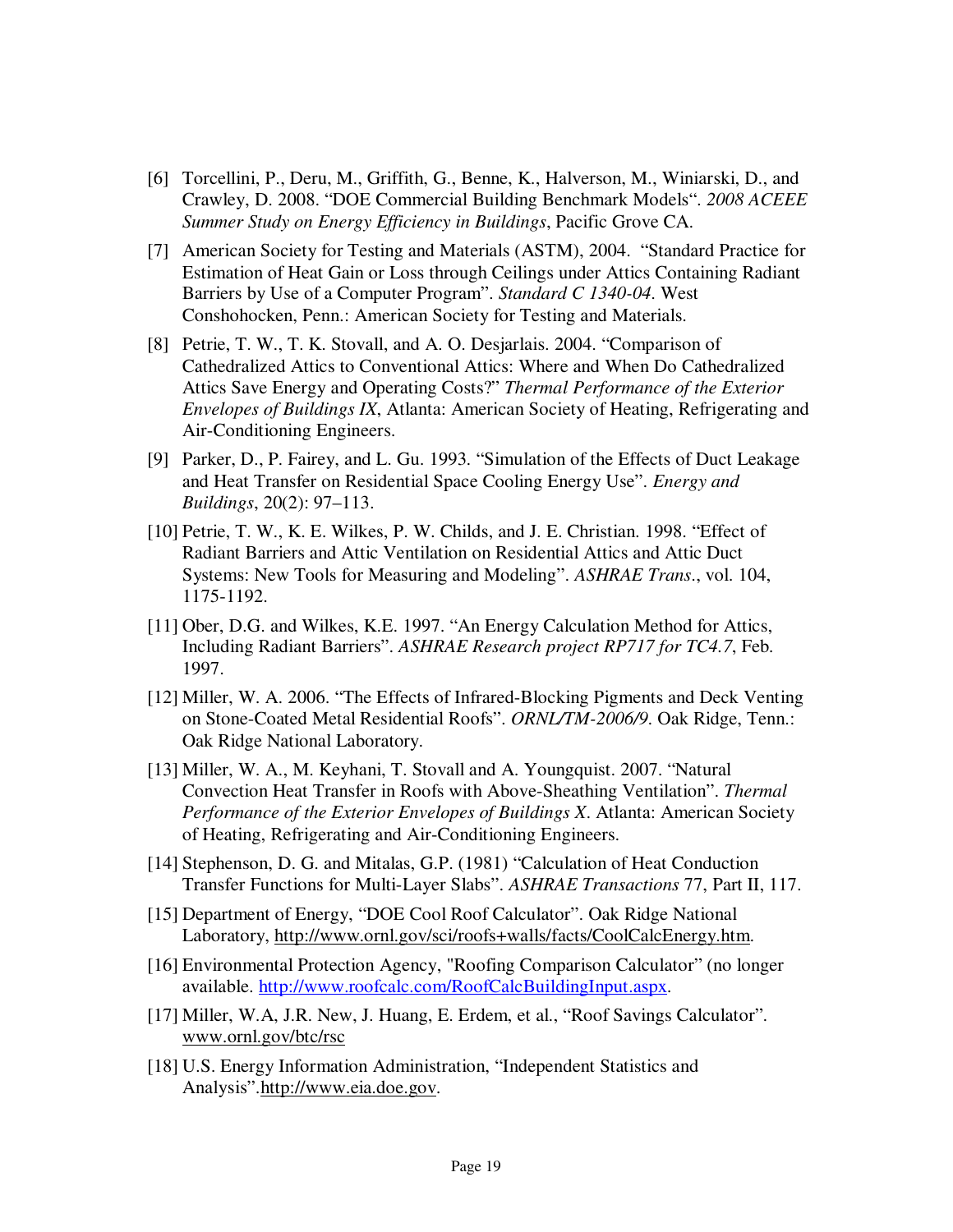[6] Torcellini, P., Deru, M., Griffith, G., Benne, K., Halverson, M., Winiarski, D., and Crawley, D. 2008. "DOE Commercial Building Benchmark Models". *2008 ACEEE Summer Study on Energy Efficiency in Buildings*, Pacific Grove CA.

[7] American Society for Testing and Materials (ASTM), 2004. "Standard Practice for Estimation of Heat Gain or Loss through Ceilings under Attics Containing Radiant Barriers by Use of a Computer Program". *Standard C 1340-04*. West Conshohocken, Penn.: American Society for Testing and Materials.

[8] Petrie, T. W., T. K. Stovall, and A. O. Desjarlais. 2004. "Comparison of Cathedralized Attics to Conventional Attics: Where and When Do Cathedralized Attics Save Energy and Operating Costs?" *Thermal Performance of the Exterior Envelopes of Buildings IX*, Atlanta: American Society of Heating, Refrigerating and Air-Conditioning Engineers.

[9] Parker, D., P. Fairey, and L. Gu. 1993. "Simulation of the Effects of Duct Leakage and Heat Transfer on Residential Space Cooling Energy Use". *Energy and Buildings*, 20(2): 97–113.

[10] Petrie, T. W., K. E. Wilkes, P. W. Childs, and J. E. Christian. 1998. "Effect of Radiant Barriers and Attic Ventilation on Residential Attics and Attic Duct Systems: New Tools for Measuring and Modeling". *ASHRAE Trans.*, vol. 104, 1175-1192.

[11] Ober, D.G. and Wilkes, K.E. 1997. "An Energy Calculation Method for Attics, Including Radiant Barriers". *ASHRAE Research project RP717 for TC4.7*, Feb. 1997.

[12] Miller, W. A. 2006. "The Effects of Infrared-Blocking Pigments and Deck Venting on Stone-Coated Metal Residential Roofs". *ORNL/TM-2006/9*. Oak Ridge, Tenn.: Oak Ridge National Laboratory.

[13] Miller, W. A., M. Keyhani, T. Stovall and A. Youngquist. 2007. "Natural Convection Heat Transfer in Roofs with Above-Sheathing Ventilation". *Thermal Performance of the Exterior Envelopes of Buildings X*. Atlanta: American Society of Heating, Refrigerating and Air-Conditioning Engineers.

[14] Stephenson, D. G. and Mitalas, G.P. (1981) "Calculation of Heat Conduction Transfer Functions for Multi-Layer Slabs". *ASHRAE Transactions* 77, Part II, 117.

[15] Department of Energy, "DOE Cool Roof Calculator". Oak Ridge National Laboratory, http://www.ornl.gov/sci/roofs+walls/facts/CoolCalcEnergy.htm.

[16] Environmental Protection Agency, "Roofing Comparison Calculator" (no longer available. http://www.roofcalc.com/RoofCalcBuildingInput.aspx.

[17] Miller, W.A, J.R. New, J. Huang, E. Erdem, et al., "Roof Savings Calculator". www.ornl.gov/btc/rsc

[18] U.S. Energy Information Administration, "Independent Statistics and Analysis".http://www.eia.doe.gov.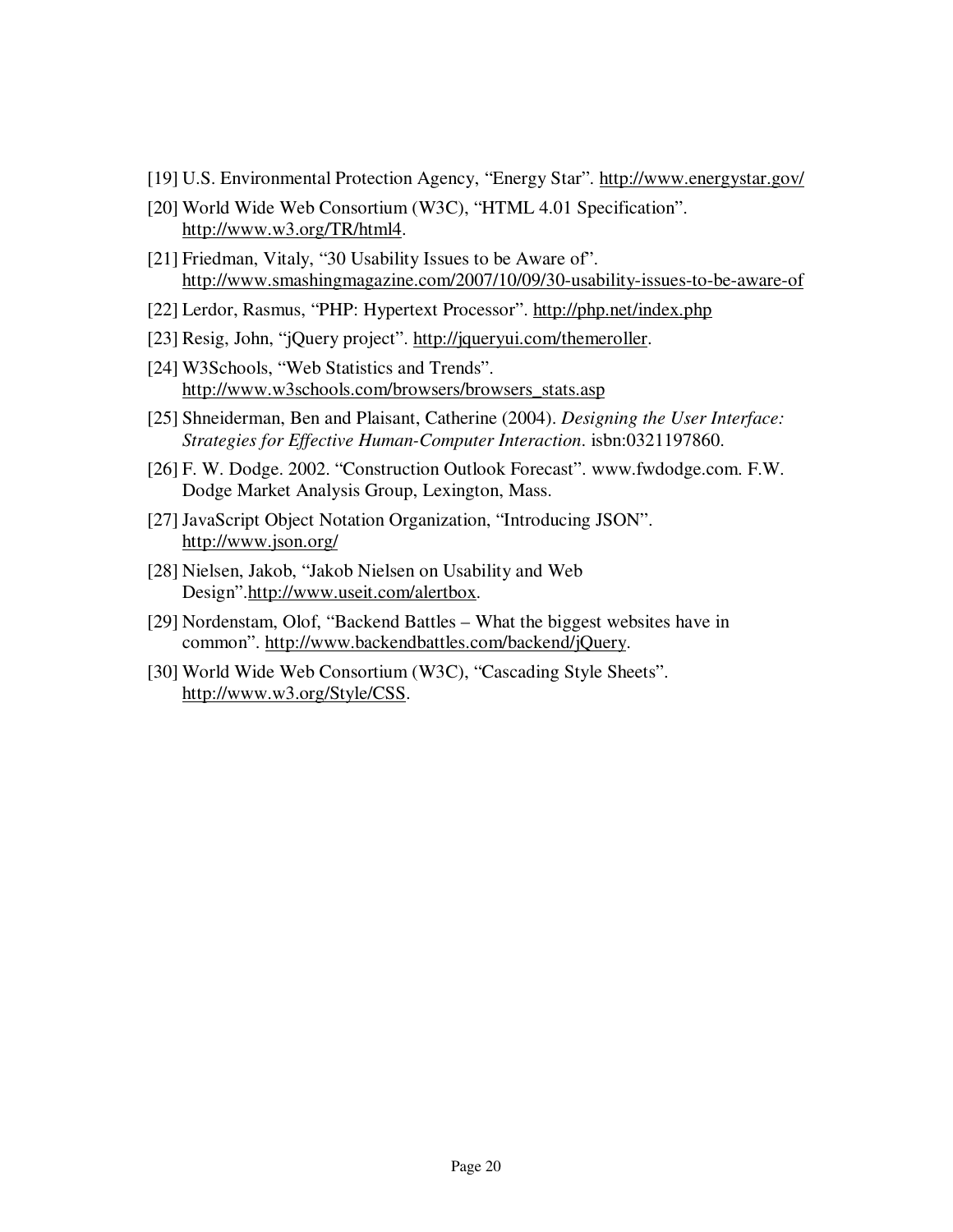[19] U.S. Environmental Protection Agency, “Energy Star”. http://www.energystar.gov/

[20] World Wide Web Consortium (W3C), “HTML 4.01 Specification”. http://www.w3.org/TR/html4.

[21] Friedman, Vitaly, “30 Usability Issues to be Aware of”. http://www.smashingmagazine.com/2007/10/09/30-usability-issues-to-be-aware-of

[22] Lerdor, Rasmus, “PHP: Hypertext Processor”. http://php.net/index.php

[23] Resig, John, “jQuery project”. http://jqueryui.com/themeroller.

[24] W3Schools, “Web Statistics and Trends”. http://www.w3schools.com/browsers/browsers_stats.asp

[25] Shneiderman, Ben and Plaisant, Catherine (2004). *Designing the User Interface: Strategies for Effective Human-Computer Interaction*. isbn:0321197860.

[26] F. W. Dodge. 2002. “Construction Outlook Forecast”. www.fwdodge.com. F.W. Dodge Market Analysis Group, Lexington, Mass.

[27] JavaScript Object Notation Organization, “Introducing JSON”. http://www.json.org/

[28] Nielsen, Jakob, “Jakob Nielsen on Usability and Web Design”.http://www.useit.com/alertbox.

[29] Nordenstam, Olof, “Backend Battles – What the biggest websites have in common”. http://www.backendbattles.com/backend/jQuery.

[30] World Wide Web Consortium (W3C), “Cascading Style Sheets”. http://www.w3.org/Style/CSS.